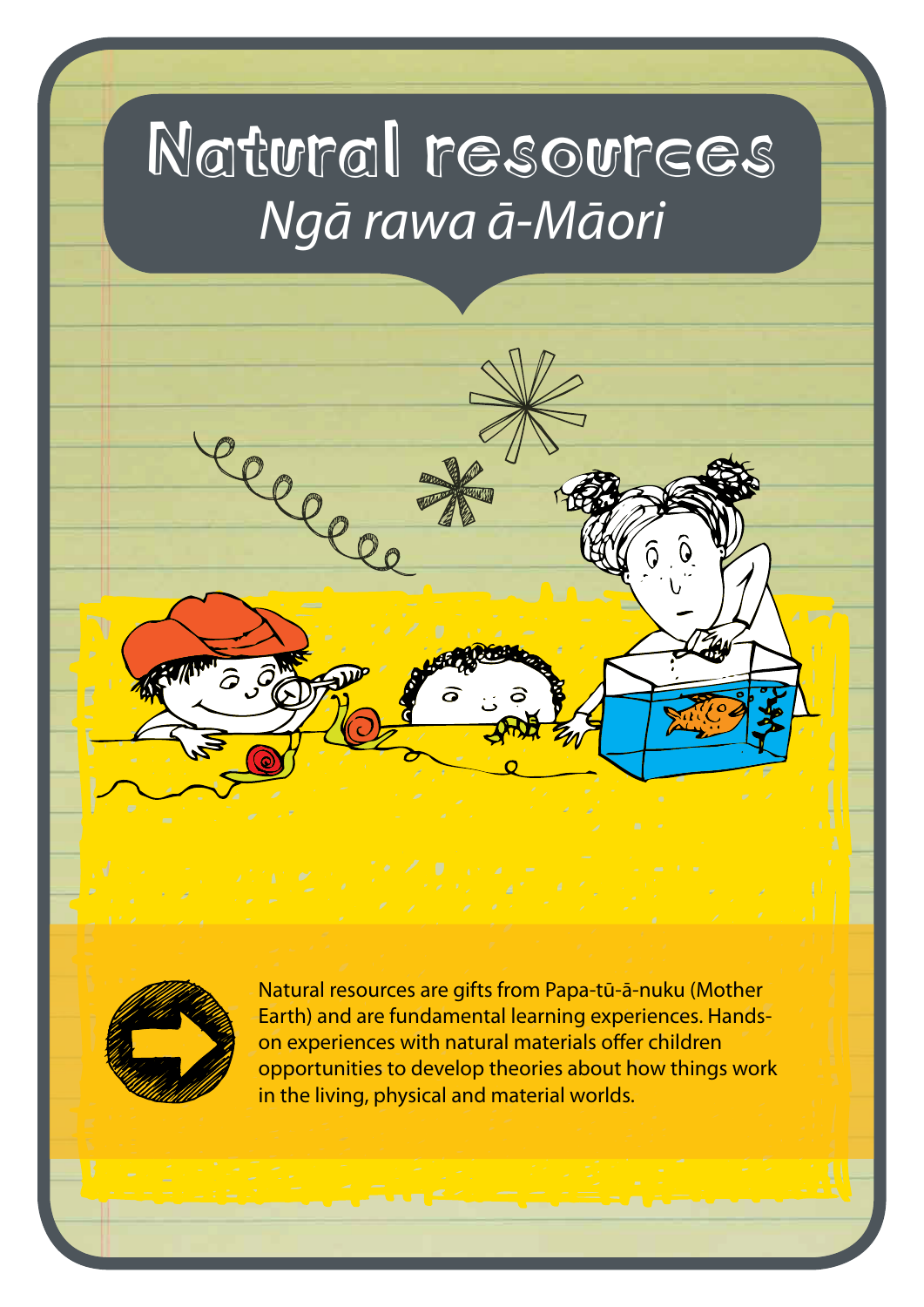# Natural resources
## *Ngā rawa ā-Māori*

Natural resources are gifts from Papa-tū-ā-nuku (Mother Earth) and are fundamental learning experiences. Hands-on experiences with natural materials offer children opportunities to develop theories about how things work in the living, physical and material worlds.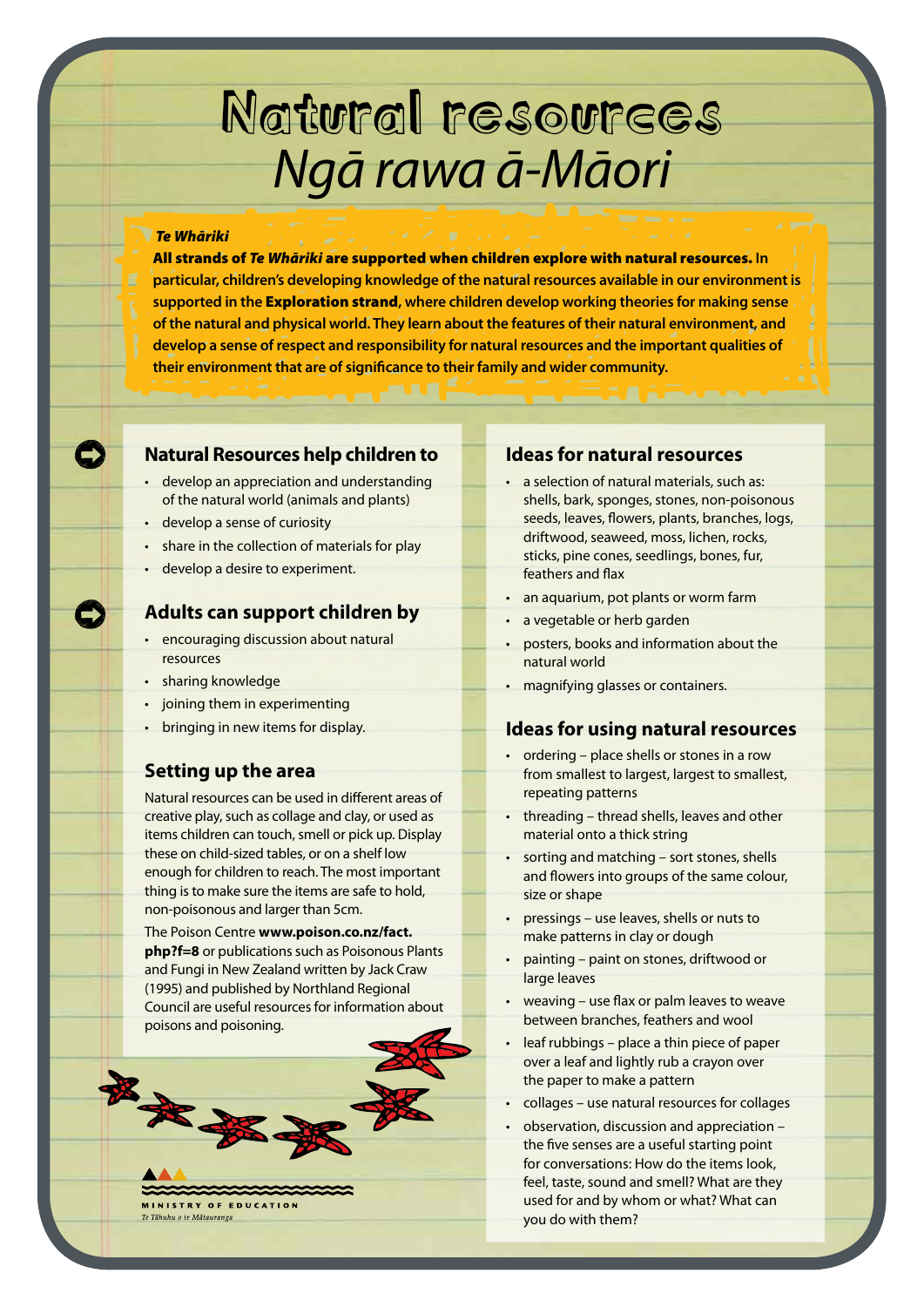# Natural resources
# *Ngā rawa ā-Māori*

***Te Whāriki***

**All strands of *Te Whāriki* are supported when children explore with natural resources.** In particular, children's developing knowledge of the natural resources available in our environment is supported in the **Exploration strand**, where children develop working theories for making sense of the natural and physical world. They learn about the features of their natural environment, and develop a sense of respect and responsibility for natural resources and the important qualities of their environment that are of significance to their family and wider community.

## Natural Resources help children to

- develop an appreciation and understanding of the natural world (animals and plants)
- develop a sense of curiosity
- share in the collection of materials for play
- develop a desire to experiment.

## Adults can support children by

- encouraging discussion about natural resources
- sharing knowledge
- joining them in experimenting
- bringing in new items for display.

## Setting up the area

Natural resources can be used in different areas of creative play, such as collage and clay, or used as items children can touch, smell or pick up. Display these on child-sized tables, or on a shelf low enough for children to reach. The most important thing is to make sure the items are safe to hold, non-poisonous and larger than 5cm.

The Poison Centre **www.poison.co.nz/fact.php?f=8** or publications such as Poisonous Plants and Fungi in New Zealand written by Jack Craw (1995) and published by Northland Regional Council are useful resources for information about poisons and poisoning.

## Ideas for natural resources

- a selection of natural materials, such as: shells, bark, sponges, stones, non-poisonous seeds, leaves, flowers, plants, branches, logs, driftwood, seaweed, moss, lichen, rocks, sticks, pine cones, seedlings, bones, fur, feathers and flax
- an aquarium, pot plants or worm farm
- a vegetable or herb garden
- posters, books and information about the natural world
- magnifying glasses or containers.

## Ideas for using natural resources

- ordering – place shells or stones in a row from smallest to largest, largest to smallest, repeating patterns
- threading – thread shells, leaves and other material onto a thick string
- sorting and matching – sort stones, shells and flowers into groups of the same colour, size or shape
- pressings – use leaves, shells or nuts to make patterns in clay or dough
- painting – paint on stones, driftwood or large leaves
- weaving – use flax or palm leaves to weave between branches, feathers and wool
- leaf rubbings – place a thin piece of paper over a leaf and lightly rub a crayon over the paper to make a pattern
- collages – use natural resources for collages
- observation, discussion and appreciation – the five senses are a useful starting point for conversations: How do the items look, feel, taste, sound and smell? What are they used for and by whom or what? What can you do with them?

MINISTRY OF EDUCATION
*Te Tāhuhu o te Mātauranga*